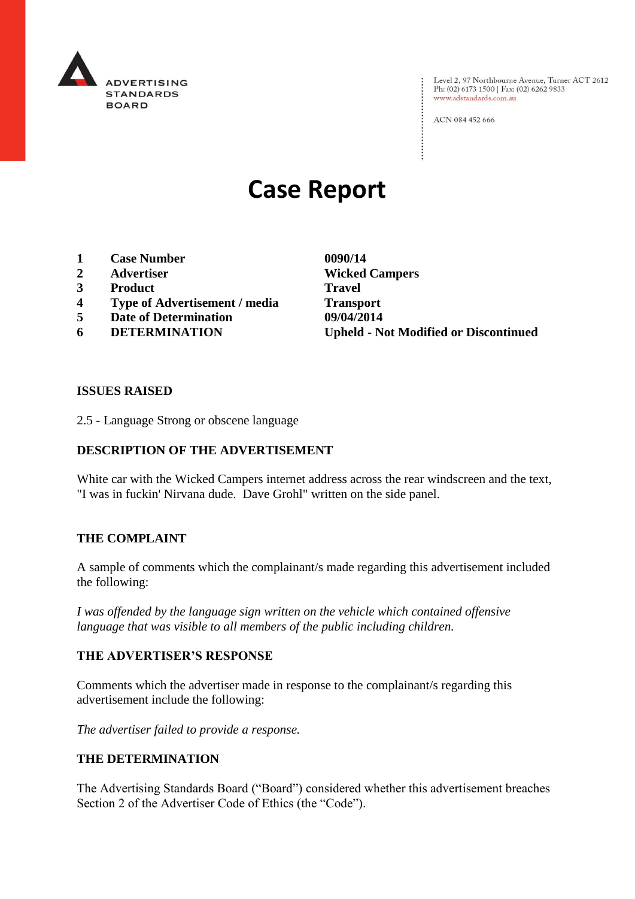ADVERTISING STANDARDS BOARD

Level 2, 97 Northbourne Avenue, Turner ACT 2612
Ph: (02) 6173 1500 | Fax: (02) 6262 9833
www.adstandards.com.au

ACN 084 452 666

# Case Report

| | | |
|---|---|---|
| **1** | **Case Number** | **0090/14** |
| **2** | **Advertiser** | **Wicked Campers** |
| **3** | **Product** | **Travel** |
| **4** | **Type of Advertisement / media** | **Transport** |
| **5** | **Date of Determination** | **09/04/2014** |
| **6** | **DETERMINATION** | **Upheld - Not Modified or Discontinued** |

## ISSUES RAISED

2.5 - Language Strong or obscene language

## DESCRIPTION OF THE ADVERTISEMENT

White car with the Wicked Campers internet address across the rear windscreen and the text, "I was in fuckin' Nirvana dude. Dave Grohl" written on the side panel.

## THE COMPLAINT

A sample of comments which the complainant/s made regarding this advertisement included the following:

*I was offended by the language sign written on the vehicle which contained offensive language that was visible to all members of the public including children.*

## THE ADVERTISER'S RESPONSE

Comments which the advertiser made in response to the complainant/s regarding this advertisement include the following:

*The advertiser failed to provide a response.*

## THE DETERMINATION

The Advertising Standards Board ("Board") considered whether this advertisement breaches Section 2 of the Advertiser Code of Ethics (the "Code").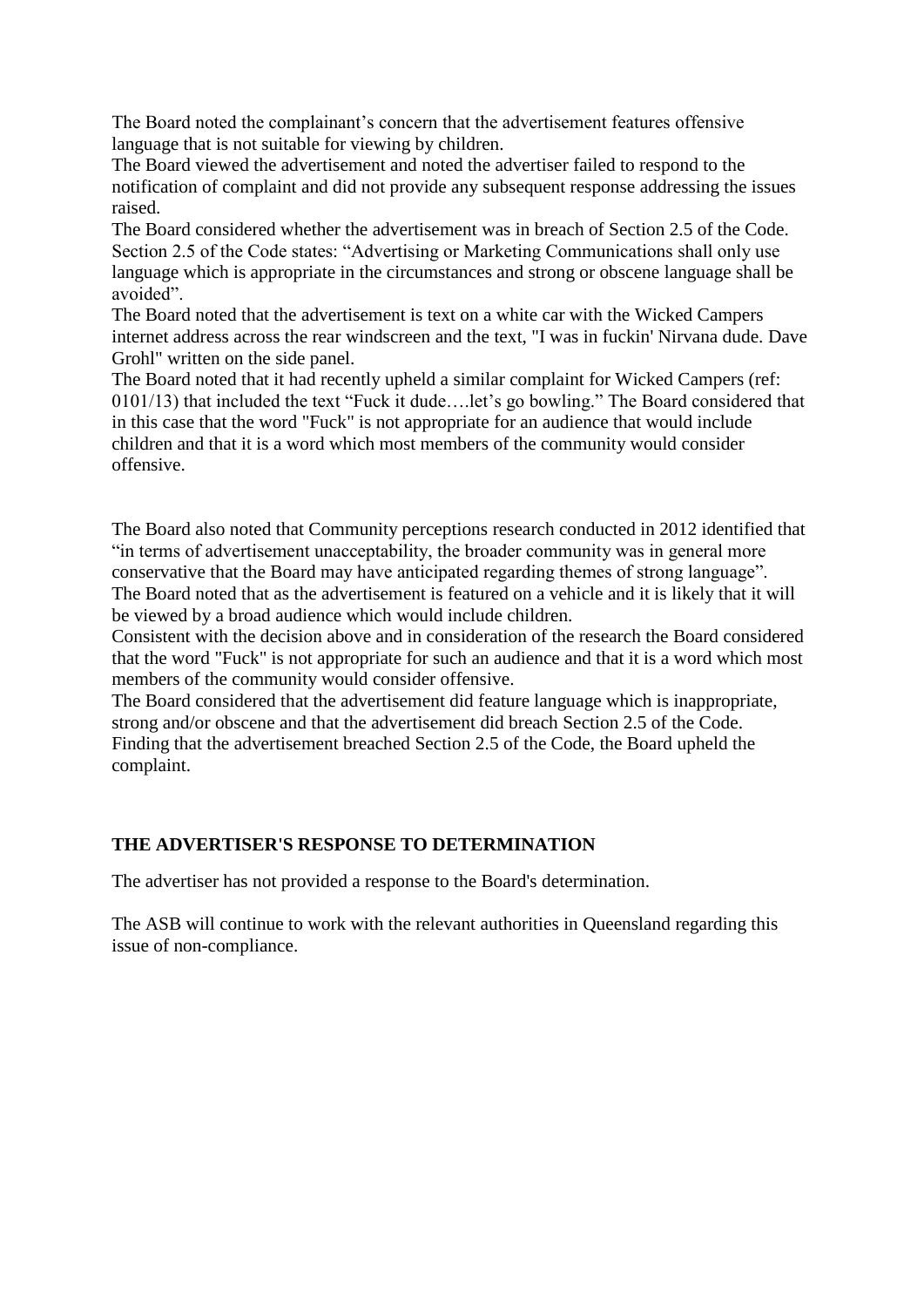The Board noted the complainant's concern that the advertisement features offensive language that is not suitable for viewing by children.

The Board viewed the advertisement and noted the advertiser failed to respond to the notification of complaint and did not provide any subsequent response addressing the issues raised.

The Board considered whether the advertisement was in breach of Section 2.5 of the Code. Section 2.5 of the Code states: "Advertising or Marketing Communications shall only use language which is appropriate in the circumstances and strong or obscene language shall be avoided".

The Board noted that the advertisement is text on a white car with the Wicked Campers internet address across the rear windscreen and the text, "I was in fuckin' Nirvana dude. Dave Grohl" written on the side panel.

The Board noted that it had recently upheld a similar complaint for Wicked Campers (ref: 0101/13) that included the text "Fuck it dude….let's go bowling." The Board considered that in this case that the word "Fuck" is not appropriate for an audience that would include children and that it is a word which most members of the community would consider offensive.

The Board also noted that Community perceptions research conducted in 2012 identified that "in terms of advertisement unacceptability, the broader community was in general more conservative that the Board may have anticipated regarding themes of strong language".

The Board noted that as the advertisement is featured on a vehicle and it is likely that it will be viewed by a broad audience which would include children.

Consistent with the decision above and in consideration of the research the Board considered that the word "Fuck" is not appropriate for such an audience and that it is a word which most members of the community would consider offensive.

The Board considered that the advertisement did feature language which is inappropriate, strong and/or obscene and that the advertisement did breach Section 2.5 of the Code.

Finding that the advertisement breached Section 2.5 of the Code, the Board upheld the complaint.

## THE ADVERTISER'S RESPONSE TO DETERMINATION

The advertiser has not provided a response to the Board's determination.

The ASB will continue to work with the relevant authorities in Queensland regarding this issue of non-compliance.